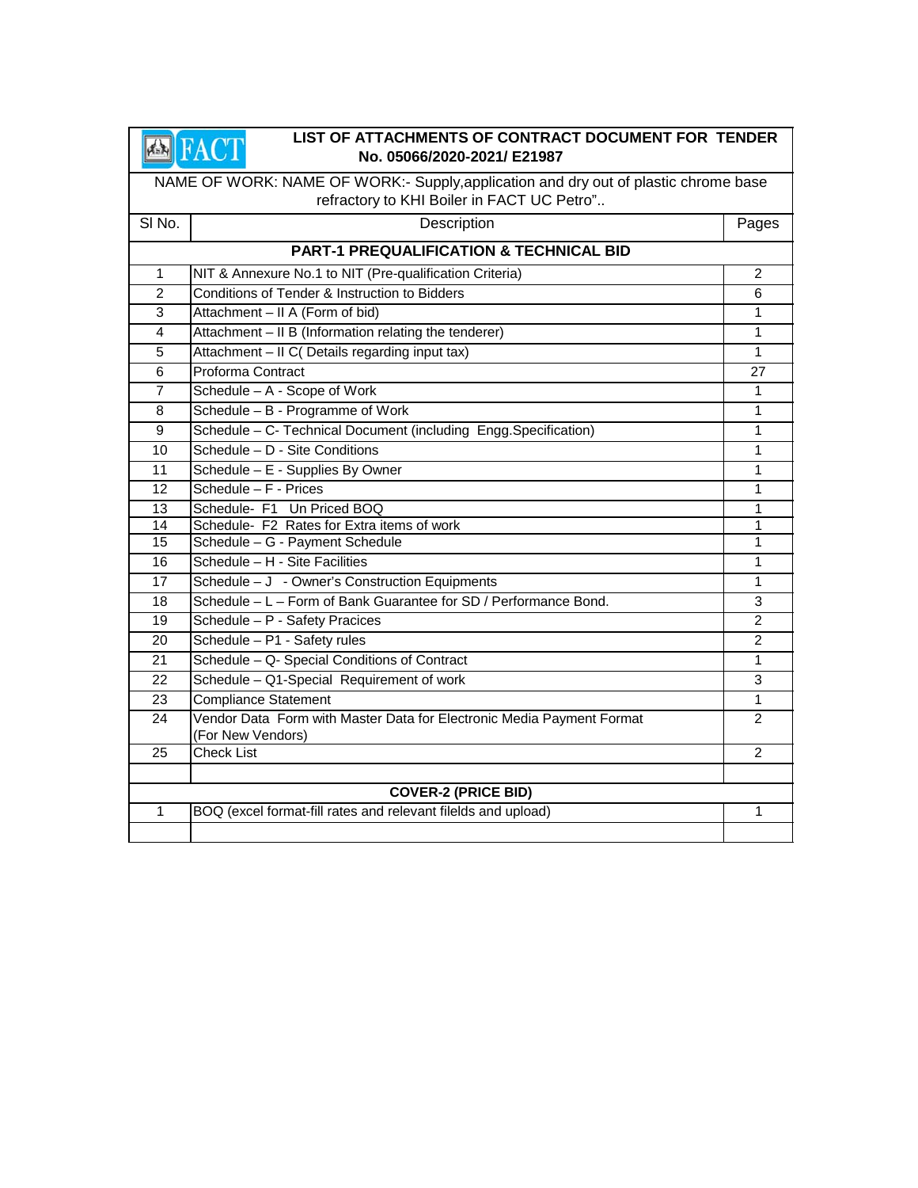# LIST OF ATTACHMENTS OF CONTRACT DOCUMENT FOR TENDER No. 05066/2020-2021/ E21987

NAME OF WORK: NAME OF WORK:- Supply,application and dry out of plastic chrome base refractory to KHI Boiler in FACT UC Petro"..

| Sl No. | Description | Pages |
|---|---|---|
| **PART-1 PREQUALIFICATION & TECHNICAL BID** | | |
| 1 | NIT & Annexure No.1 to NIT (Pre-qualification Criteria) | 2 |
| 2 | Conditions of Tender & Instruction to Bidders | 6 |
| 3 | Attachment – II A (Form of bid) | 1 |
| 4 | Attachment – II B (Information relating the tenderer) | 1 |
| 5 | Attachment – II C( Details regarding input tax) | 1 |
| 6 | Proforma Contract | 27 |
| 7 | Schedule – A - Scope of Work | 1 |
| 8 | Schedule – B - Programme of Work | 1 |
| 9 | Schedule – C- Technical Document (including Engg.Specification) | 1 |
| 10 | Schedule – D - Site Conditions | 1 |
| 11 | Schedule – E - Supplies By Owner | 1 |
| 12 | Schedule – F - Prices | 1 |
| 13 | Schedule- F1 Un Priced BOQ | 1 |
| 14 | Schedule- F2 Rates for Extra items of work | 1 |
| 15 | Schedule – G - Payment Schedule | 1 |
| 16 | Schedule – H - Site Facilities | 1 |
| 17 | Schedule – J - Owner's Construction Equipments | 1 |
| 18 | Schedule – L – Form of Bank Guarantee for SD / Performance Bond. | 3 |
| 19 | Schedule – P - Safety Pracices | 2 |
| 20 | Schedule – P1 - Safety rules | 2 |
| 21 | Schedule – Q- Special Conditions of Contract | 1 |
| 22 | Schedule – Q1-Special Requirement of work | 3 |
| 23 | Compliance Statement | 1 |
| 24 | Vendor Data Form with Master Data for Electronic Media Payment Format (For New Vendors) | 2 |
| 25 | Check List | 2 |
| | | |
| **COVER-2 (PRICE BID)** | | |
| 1 | BOQ (excel format-fill rates and relevant filelds and upload) | 1 |
| | | |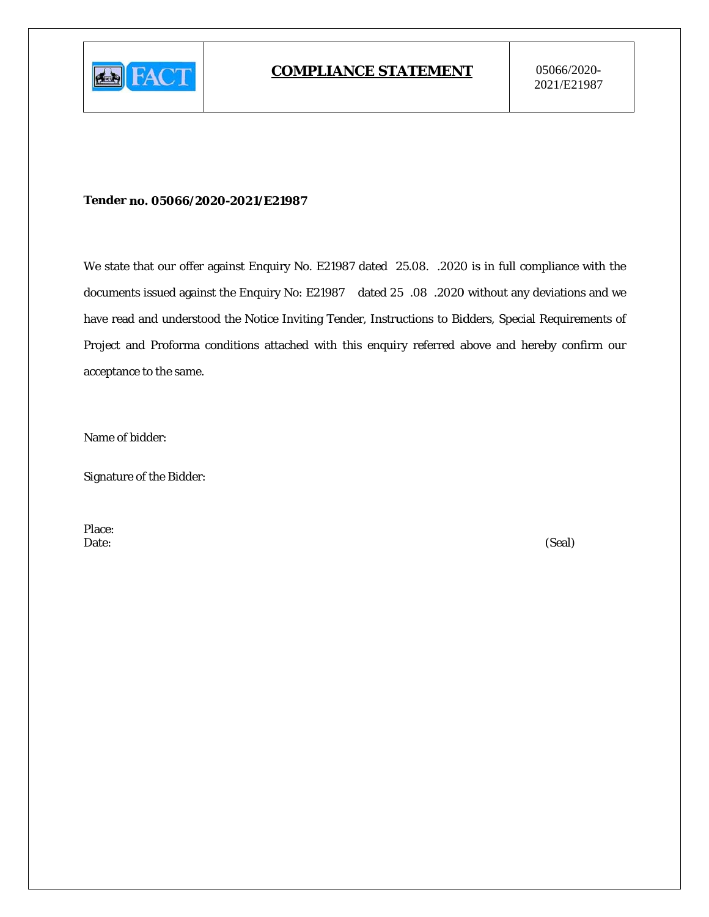# COMPLIANCE STATEMENT

05066/2020-2021/E21987

**Tender no. 05066/2020-2021/E21987**

We state that our offer against Enquiry No. E21987 dated 25.08. .2020 is in full compliance with the documents issued against the Enquiry No: E21987 dated 25 .08 .2020 without any deviations and we have read and understood the Notice Inviting Tender, Instructions to Bidders, Special Requirements of Project and Proforma conditions attached with this enquiry referred above and hereby confirm our acceptance to the same.

Name of bidder:

Signature of the Bidder:

Place:

Date: (Seal)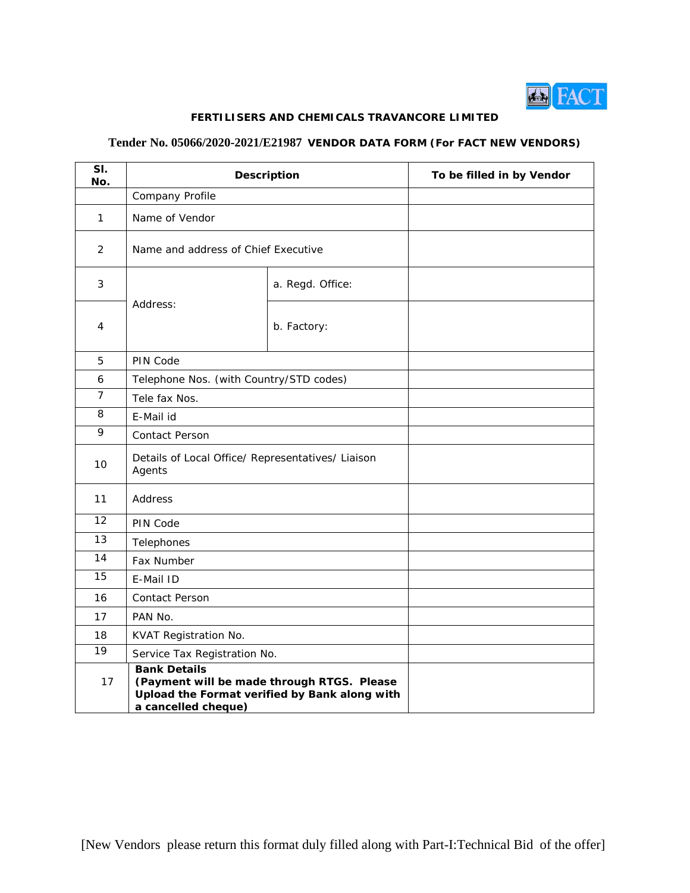**FERTILISERS AND CHEMICALS TRAVANCORE LIMITED**

**Tender No. 05066/2020-2021/E21987 VENDOR DATA FORM (For FACT NEW VENDORS)**

| Sl. No. | Description | | To be filled in by Vendor |
|---|---|---|---|
| | Company Profile | | |
| 1 | Name of Vendor | | |
| 2 | Name and address of Chief Executive | | |
| 3 | Address: | a. Regd. Office: | |
| 4 | | b. Factory: | |
| 5 | PIN Code | | |
| 6 | Telephone Nos. (with Country/STD codes) | | |
| 7 | Tele fax Nos. | | |
| 8 | E-Mail id | | |
| 9 | Contact Person | | |
| 10 | Details of Local Office/ Representatives/ Liaison Agents | | |
| 11 | Address | | |
| 12 | PIN Code | | |
| 13 | Telephones | | |
| 14 | Fax Number | | |
| 15 | E-Mail ID | | |
| 16 | Contact Person | | |
| 17 | PAN No. | | |
| 18 | KVAT Registration No. | | |
| 19 | Service Tax Registration No. | | |
| 17 | **Bank Details (Payment will be made through RTGS. Please Upload the Format verified by Bank along with a cancelled cheque)** | | |

[New Vendors please return this format duly filled along with Part-I:Technical Bid of the offer]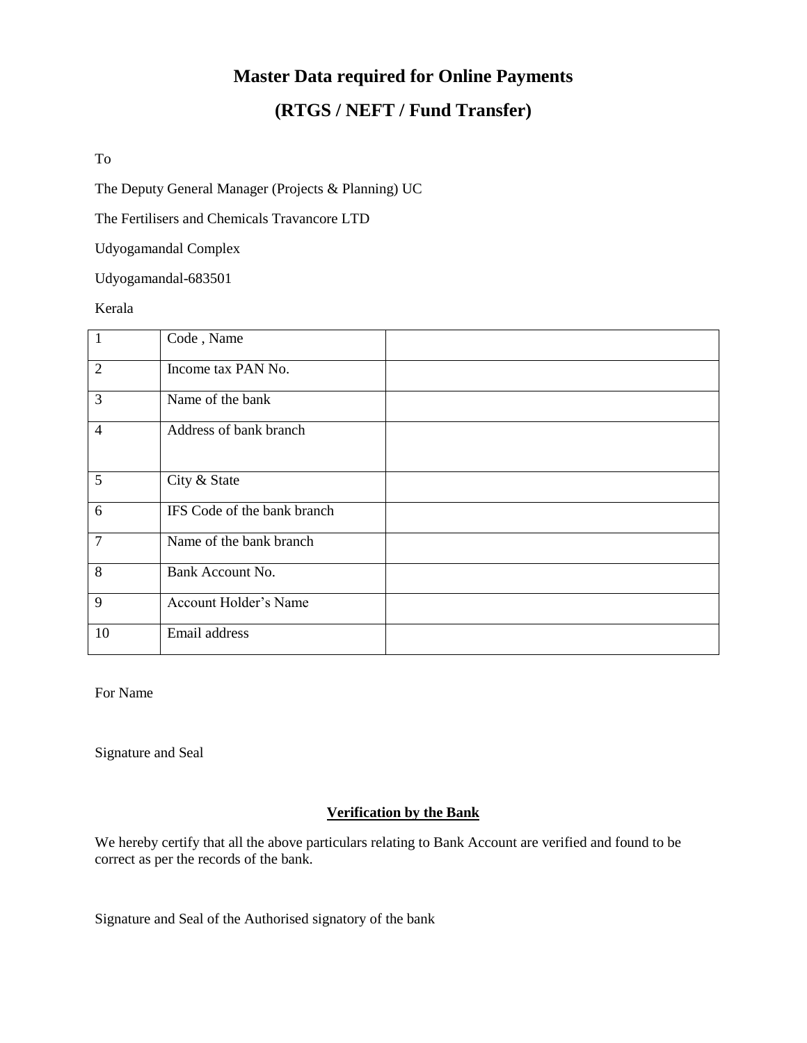# Master Data required for Online Payments

# (RTGS / NEFT / Fund Transfer)

To

The Deputy General Manager (Projects & Planning) UC

The Fertilisers and Chemicals Travancore LTD

Udyogamandal Complex

Udyogamandal-683501

Kerala

| | | |
|---|---|---|
| 1 | Code , Name | |
| 2 | Income tax PAN No. | |
| 3 | Name of the bank | |
| 4 | Address of bank branch | |
| 5 | City & State | |
| 6 | IFS Code of the bank branch | |
| 7 | Name of the bank branch | |
| 8 | Bank Account No. | |
| 9 | Account Holder's Name | |
| 10 | Email address | |

For Name

Signature and Seal

**<u>Verification by the Bank</u>**

We hereby certify that all the above particulars relating to Bank Account are verified and found to be correct as per the records of the bank.

Signature and Seal of the Authorised signatory of the bank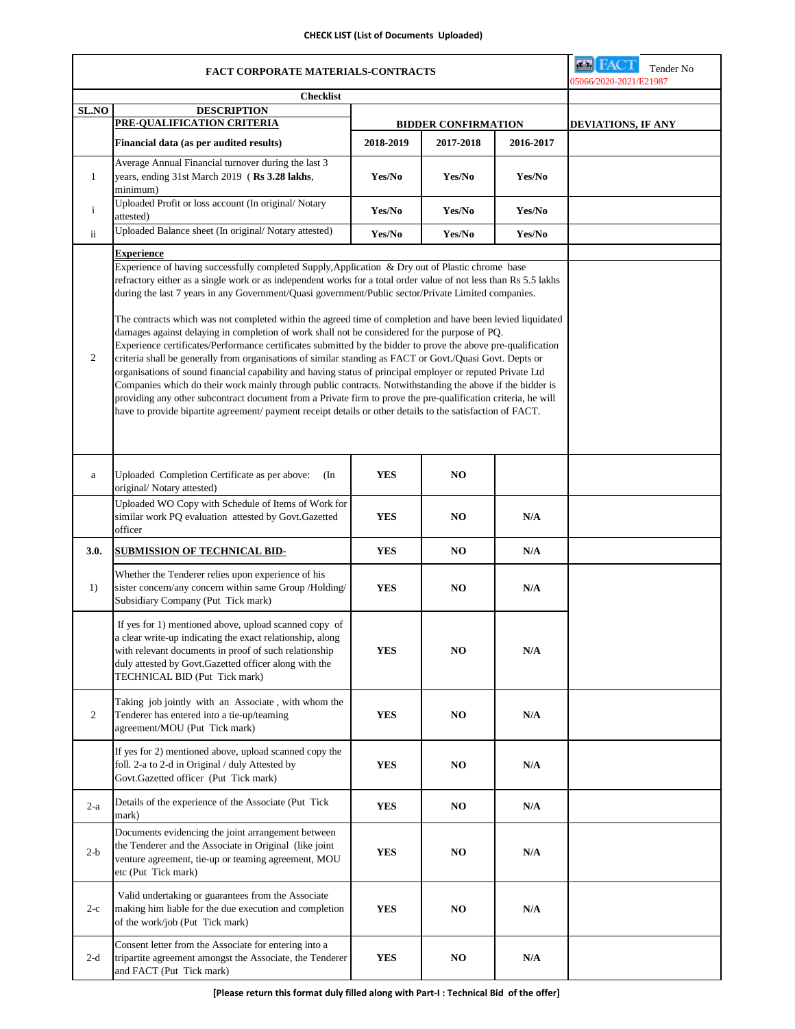**CHECK LIST (List of Documents Uploaded)**

| FACT CORPORATE MATERIALS-CONTRACTS | | | | | FACT Tender No 05066/2020-2021/E21987 |
|---|---|---|---|---|---|
| **Checklist** | | | | | |
| **SL.NO** | **DESCRIPTION** **PRE-QUALIFICATION CRITERIA** | **BIDDER CONFIRMATION** | | | **DEVIATIONS, IF ANY** |
| | **Financial data (as per audited results)** | **2018-2019** | **2017-2018** | **2016-2017** | |
| 1 | Average Annual Financial turnover during the last 3 years, ending 31st March 2019 ( **Rs 3.28 lakhs**, minimum) | **Yes/No** | **Yes/No** | **Yes/No** | |
| i | Uploaded Profit or loss account (In original/ Notary attested) | **Yes/No** | **Yes/No** | **Yes/No** | |
| ii | Uploaded Balance sheet (In original/ Notary attested) | **Yes/No** | **Yes/No** | **Yes/No** | |
| 2 | **Experience** Experience of having successfully completed Supply,Application & Dry out of Plastic chrome base refractory either as a single work or as independent works for a total order value of not less than Rs 5.5 lakhs during the last 7 years in any Government/Quasi government/Public sector/Private Limited companies. The contracts which was not completed within the agreed time of completion and have been levied liquidated damages against delaying in completion of work shall not be considered for the purpose of PQ. Experience certificates/Performance certificates submitted by the bidder to prove the above pre-qualification criteria shall be generally from organisations of similar standing as FACT or Govt./Quasi Govt. Depts or organisations of sound financial capability and having status of principal employer or reputed Private Ltd Companies which do their work mainly through public contracts. Notwithstanding the above if the bidder is providing any other subcontract document from a Private firm to prove the pre-qualification criteria, he will have to provide bipartite agreement/ payment receipt details or other details to the satisfaction of FACT. | | | | |
| a | Uploaded Completion Certificate as per above: (In original/ Notary attested) | **YES** | **NO** | | |
| | Uploaded WO Copy with Schedule of Items of Work for similar work PQ evaluation attested by Govt.Gazetted officer | **YES** | **NO** | **N/A** | |
| **3.0.** | **SUBMISSION OF TECHNICAL BID-** | **YES** | **NO** | **N/A** | |
| 1) | Whether the Tenderer relies upon experience of his sister concern/any concern within same Group /Holding/ Subsidiary Company (Put Tick mark) | **YES** | **NO** | **N/A** | |
| | If yes for 1) mentioned above, upload scanned copy of a clear write-up indicating the exact relationship, along with relevant documents in proof of such relationship duly attested by Govt.Gazetted officer along with the TECHNICAL BID (Put Tick mark) | **YES** | **NO** | **N/A** | |
| 2 | Taking job jointly with an Associate , with whom the Tenderer has entered into a tie-up/teaming agreement/MOU (Put Tick mark) | **YES** | **NO** | **N/A** | |
| | If yes for 2) mentioned above, upload scanned copy the foll. 2-a to 2-d in Original / duly Attested by Govt.Gazetted officer (Put Tick mark) | **YES** | **NO** | **N/A** | |
| 2-a | Details of the experience of the Associate (Put Tick mark) | **YES** | **NO** | **N/A** | |
| 2-b | Documents evidencing the joint arrangement between the Tenderer and the Associate in Original (like joint venture agreement, tie-up or teaming agreement, MOU etc (Put Tick mark) | **YES** | **NO** | **N/A** | |
| 2-c | Valid undertaking or guarantees from the Associate making him liable for the due execution and completion of the work/job (Put Tick mark) | **YES** | **NO** | **N/A** | |
| 2-d | Consent letter from the Associate for entering into a tripartite agreement amongst the Associate, the Tenderer and FACT (Put Tick mark) | **YES** | **NO** | **N/A** | |

**[Please return this format duly filled along with Part-I : Technical Bid of the offer]**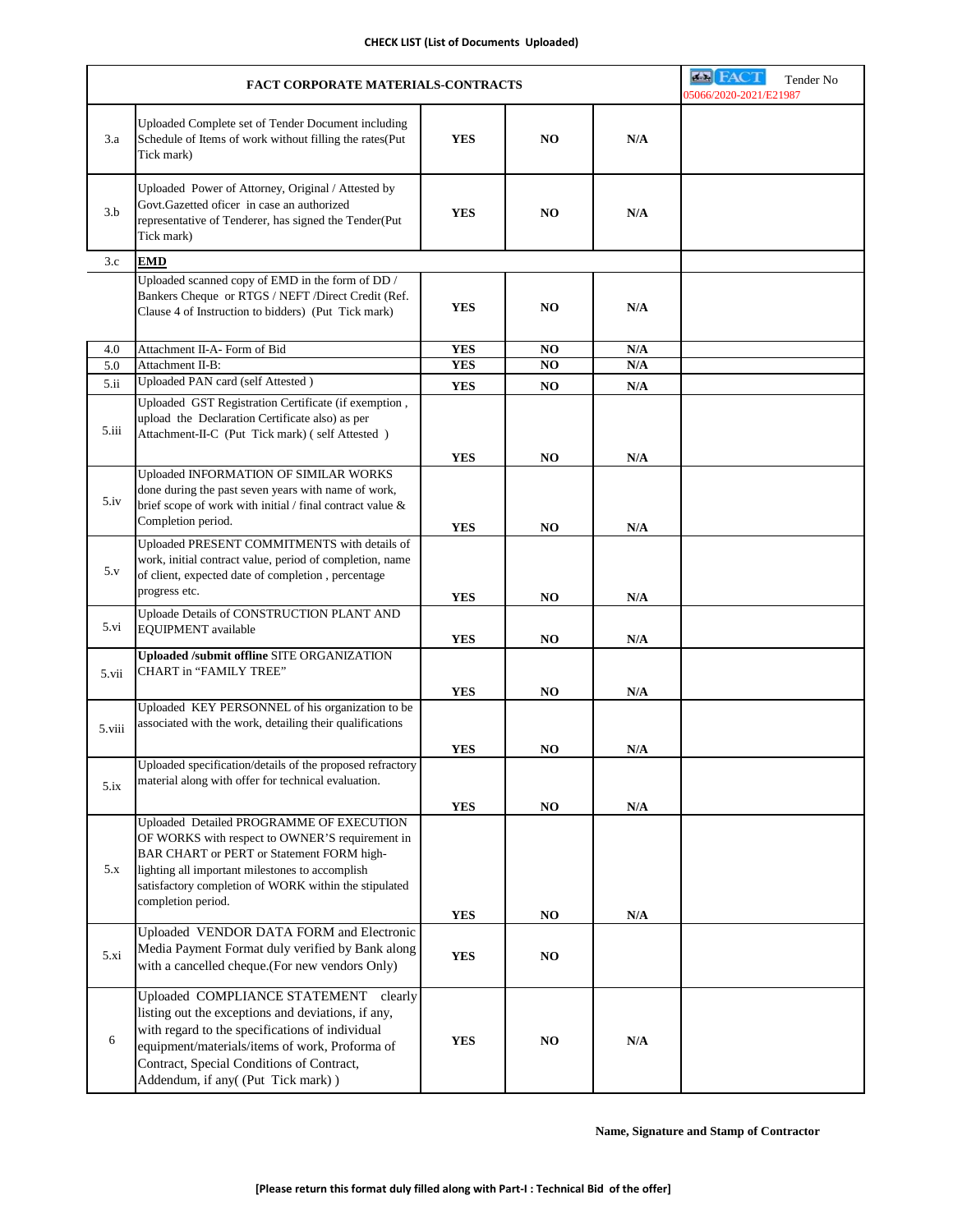**CHECK LIST (List of Documents Uploaded)**

| FACT CORPORATE MATERIALS-CONTRACTS | | | | | FACT Tender No 05066/2020-2021/E21987 |
|---|---|---|---|---|---|
| 3.a | Uploaded Complete set of Tender Document including Schedule of Items of work without filling the rates(Put Tick mark) | **YES** | **NO** | **N/A** | |
| 3.b | Uploaded Power of Attorney, Original / Attested by Govt.Gazetted oficer in case an authorized representative of Tenderer, has signed the Tender(Put Tick mark) | **YES** | **NO** | **N/A** | |
| 3.c | **EMD** | | | | |
| | Uploaded scanned copy of EMD in the form of DD / Bankers Cheque or RTGS / NEFT /Direct Credit (Ref. Clause 4 of Instruction to bidders) (Put Tick mark) | **YES** | **NO** | **N/A** | |
| 4.0 | Attachment II-A- Form of Bid | **YES** | **NO** | **N/A** | |
| 5.0 | Attachment II-B: | **YES** | **NO** | **N/A** | |
| 5.ii | Uploaded PAN card (self Attested ) | **YES** | **NO** | **N/A** | |
| 5.iii | Uploaded GST Registration Certificate (if exemption , upload the Declaration Certificate also) as per Attachment-II-C (Put Tick mark) ( self Attested ) | **YES** | **NO** | **N/A** | |
| 5.iv | Uploaded INFORMATION OF SIMILAR WORKS done during the past seven years with name of work, brief scope of work with initial / final contract value & Completion period. | **YES** | **NO** | **N/A** | |
| 5.v | Uploaded PRESENT COMMITMENTS with details of work, initial contract value, period of completion, name of client, expected date of completion , percentage progress etc. | **YES** | **NO** | **N/A** | |
| 5.vi | Uploade Details of CONSTRUCTION PLANT AND EQUIPMENT available | **YES** | **NO** | **N/A** | |
| 5.vii | **Uploaded /submit offline** SITE ORGANIZATION CHART in "FAMILY TREE" | **YES** | **NO** | **N/A** | |
| 5.viii | Uploaded KEY PERSONNEL of his organization to be associated with the work, detailing their qualifications | **YES** | **NO** | **N/A** | |
| 5.ix | Uploaded specification/details of the proposed refractory material along with offer for technical evaluation. | **YES** | **NO** | **N/A** | |
| 5.x | Uploaded Detailed PROGRAMME OF EXECUTION OF WORKS with respect to OWNER'S requirement in BAR CHART or PERT or Statement FORM high-lighting all important milestones to accomplish satisfactory completion of WORK within the stipulated completion period. | **YES** | **NO** | **N/A** | |
| 5.xi | Uploaded VENDOR DATA FORM and Electronic Media Payment Format duly verified by Bank along with a cancelled cheque.(For new vendors Only) | **YES** | **NO** | | |
| 6 | Uploaded COMPLIANCE STATEMENT clearly listing out the exceptions and deviations, if any, with regard to the specifications of individual equipment/materials/items of work, Proforma of Contract, Special Conditions of Contract, Addendum, if any( (Put Tick mark) ) | **YES** | **NO** | **N/A** | |

**Name, Signature and Stamp of Contractor**

**[Please return this format duly filled along with Part-I : Technical Bid of the offer]**